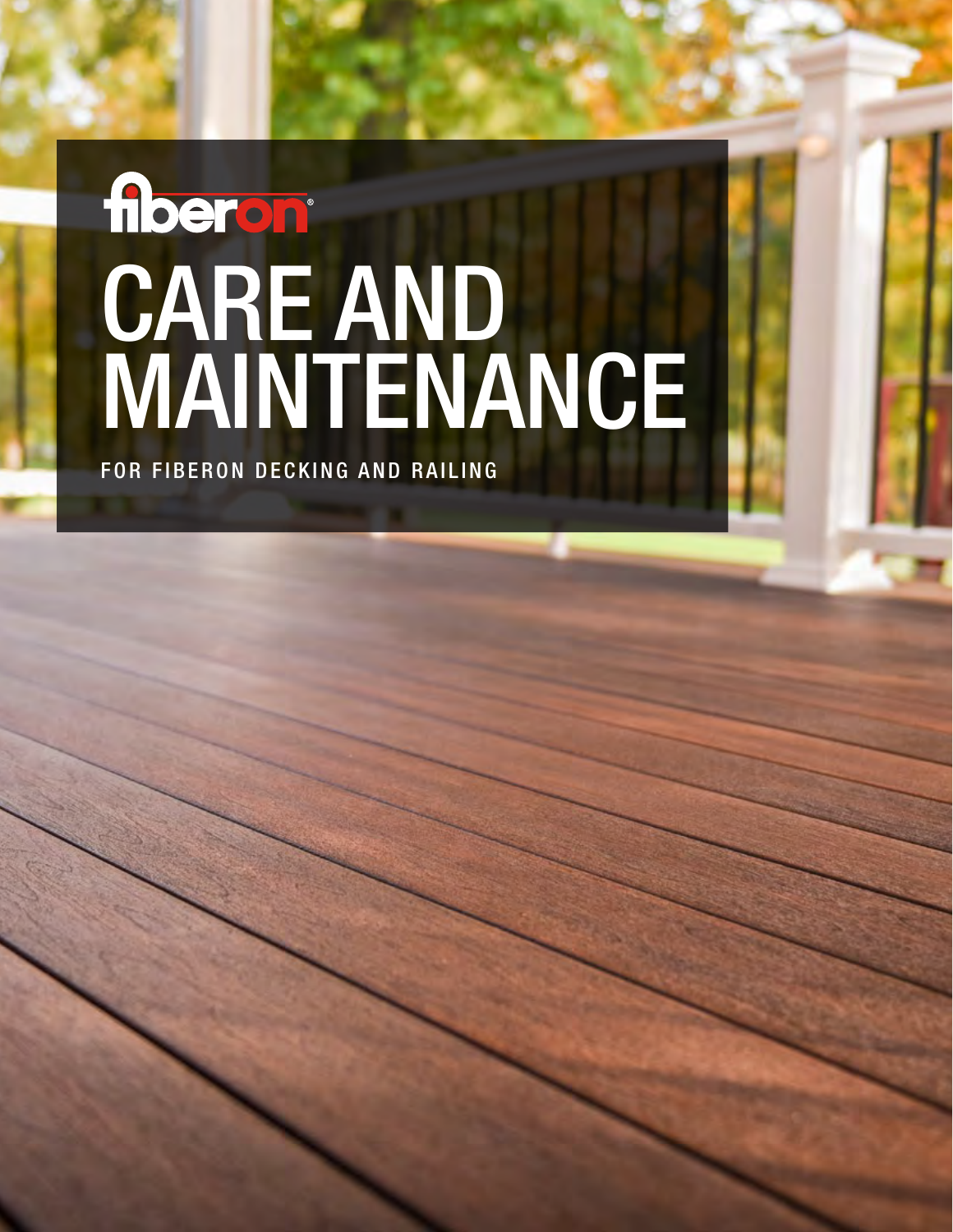fiberon®

# CARE AND MAINTENANCE

FOR FIBERON DECKING AND RAILING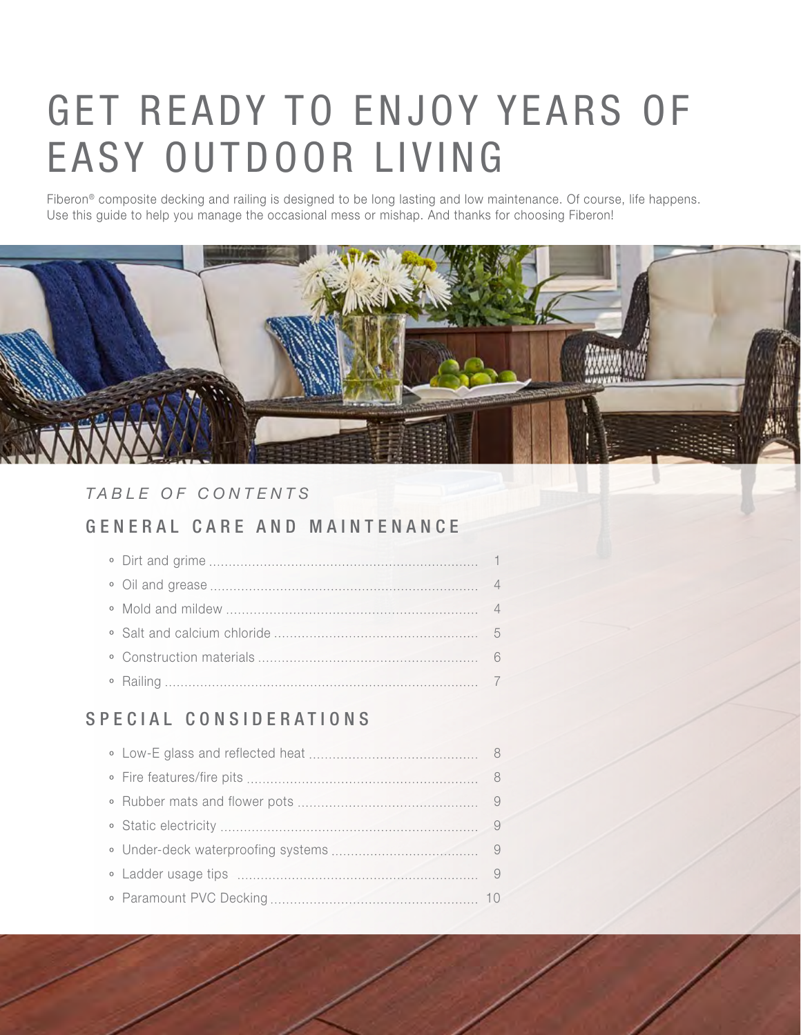# GET READY TO ENJOY YEARS OF EASY OUTDOOR LIVING

Fiberon® composite decking and railing is designed to be long lasting and low maintenance. Of course, life happens. Use this guide to help you manage the occasional mess or mishap. And thanks for choosing Fiberon!

*TABLE OF CONTENTS*

## GENERAL CARE AND MAINTENANCE

- Dirt and grime ........ 1
- Oil and grease ........ 4
- Mold and mildew ........ 4
- Salt and calcium chloride ........ 5
- Construction materials ........ 6
- Railing ........ 7

## SPECIAL CONSIDERATIONS

- Low-E glass and reflected heat ........ 8
- Fire features/fire pits ........ 8
- Rubber mats and flower pots ........ 9
- Static electricity ........ 9
- Under-deck waterproofing systems ........ 9
- Ladder usage tips ........ 9
- Paramount PVC Decking ........ 10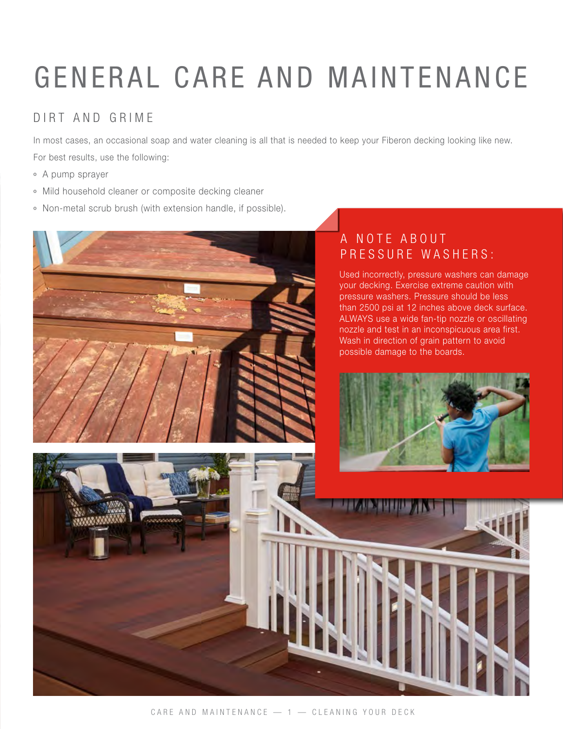# GENERAL CARE AND MAINTENANCE

## DIRT AND GRIME

In most cases, an occasional soap and water cleaning is all that is needed to keep your Fiberon decking looking like new.

For best results, use the following:

- A pump sprayer
- Mild household cleaner or composite decking cleaner
- Non-metal scrub brush (with extension handle, if possible).

### A NOTE ABOUT PRESSURE WASHERS:

Used incorrectly, pressure washers can damage your decking. Exercise extreme caution with pressure washers. Pressure should be less than 2500 psi at 12 inches above deck surface. ALWAYS use a wide fan-tip nozzle or oscillating nozzle and test in an inconspicuous area first. Wash in direction of grain pattern to avoid possible damage to the boards.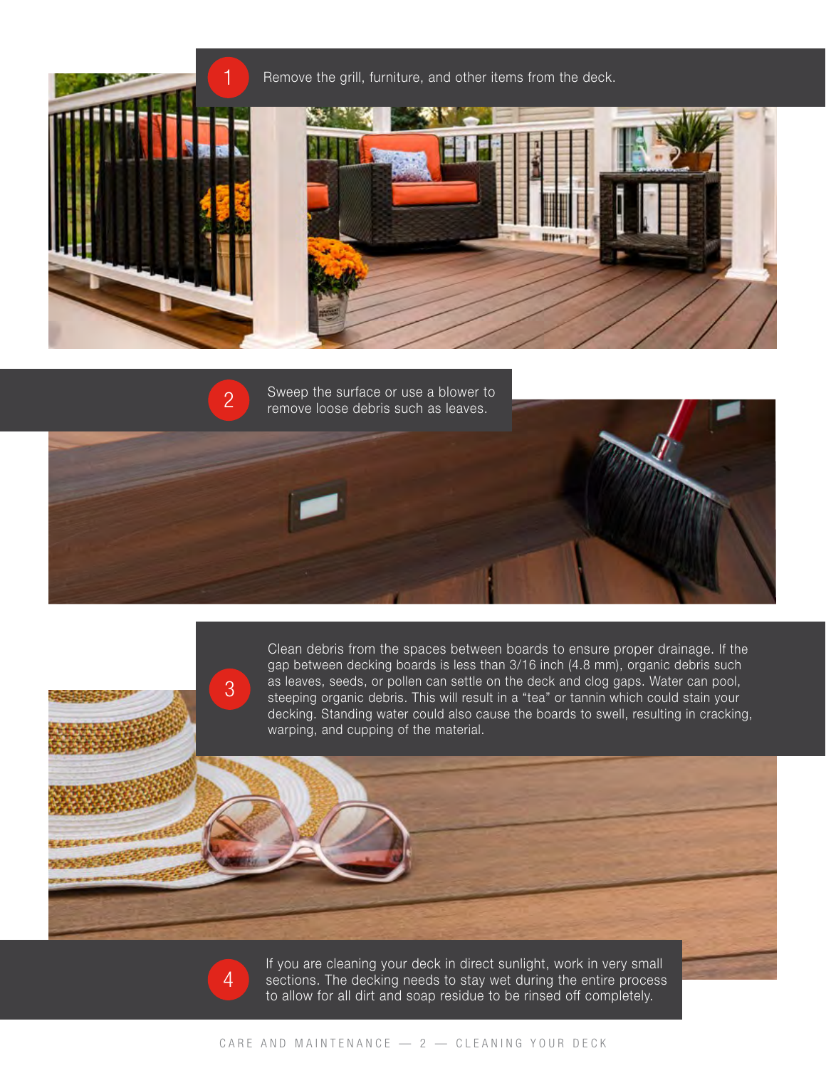1. Remove the grill, furniture, and other items from the deck.

2. Sweep the surface or use a blower to remove loose debris such as leaves.

3. Clean debris from the spaces between boards to ensure proper drainage. If the gap between decking boards is less than 3/16 inch (4.8 mm), organic debris such as leaves, seeds, or pollen can settle on the deck and clog gaps. Water can pool, steeping organic debris. This will result in a "tea" or tannin which could stain your decking. Standing water could also cause the boards to swell, resulting in cracking, warping, and cupping of the material.

4. If you are cleaning your deck in direct sunlight, work in very small sections. The decking needs to stay wet during the entire process to allow for all dirt and soap residue to be rinsed off completely.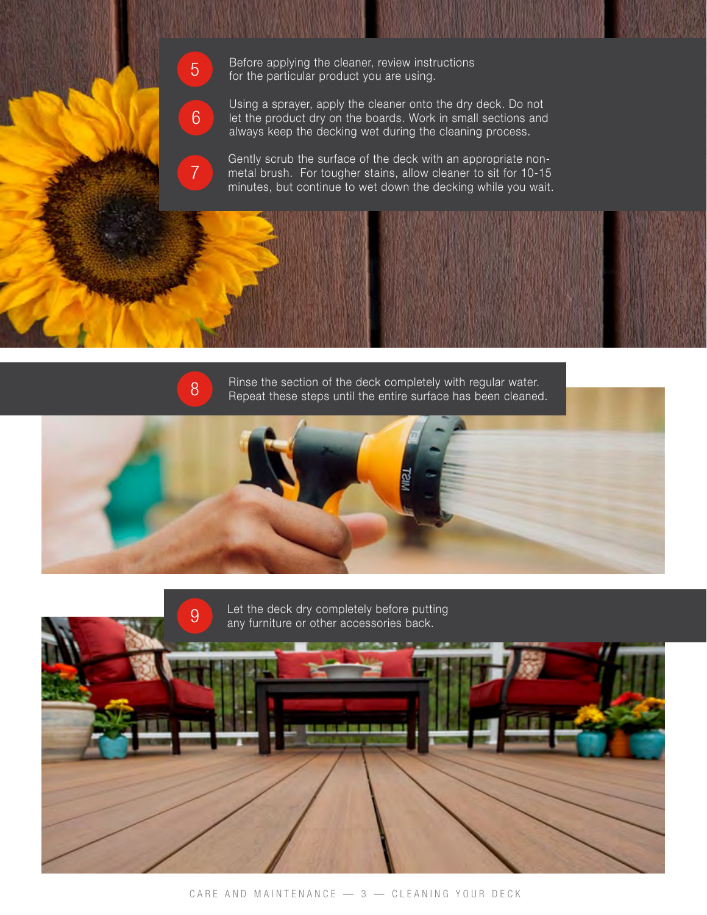5. Before applying the cleaner, review instructions for the particular product you are using.

6. Using a sprayer, apply the cleaner onto the dry deck. Do not let the product dry on the boards. Work in small sections and always keep the decking wet during the cleaning process.

7. Gently scrub the surface of the deck with an appropriate non-metal brush. For tougher stains, allow cleaner to sit for 10-15 minutes, but continue to wet down the decking while you wait.

8. Rinse the section of the deck completely with regular water. Repeat these steps until the entire surface has been cleaned.

9. Let the deck dry completely before putting any furniture or other accessories back.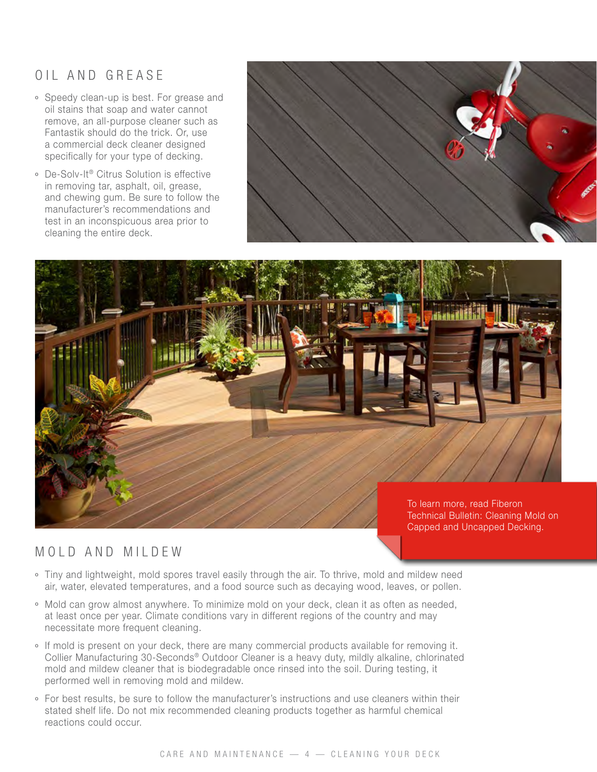## OIL AND GREASE

- Speedy clean-up is best. For grease and oil stains that soap and water cannot remove, an all-purpose cleaner such as Fantastik should do the trick. Or, use a commercial deck cleaner designed specifically for your type of decking.
- De-Solv-It® Citrus Solution is effective in removing tar, asphalt, oil, grease, and chewing gum. Be sure to follow the manufacturer's recommendations and test in an inconspicuous area prior to cleaning the entire deck.

To learn more, read Fiberon Technical Bulletin: Cleaning Mold on Capped and Uncapped Decking.

## MOLD AND MILDEW

- Tiny and lightweight, mold spores travel easily through the air. To thrive, mold and mildew need air, water, elevated temperatures, and a food source such as decaying wood, leaves, or pollen.
- Mold can grow almost anywhere. To minimize mold on your deck, clean it as often as needed, at least once per year. Climate conditions vary in different regions of the country and may necessitate more frequent cleaning.
- If mold is present on your deck, there are many commercial products available for removing it. Collier Manufacturing 30-Seconds® Outdoor Cleaner is a heavy duty, mildly alkaline, chlorinated mold and mildew cleaner that is biodegradable once rinsed into the soil. During testing, it performed well in removing mold and mildew.
- For best results, be sure to follow the manufacturer's instructions and use cleaners within their stated shelf life. Do not mix recommended cleaning products together as harmful chemical reactions could occur.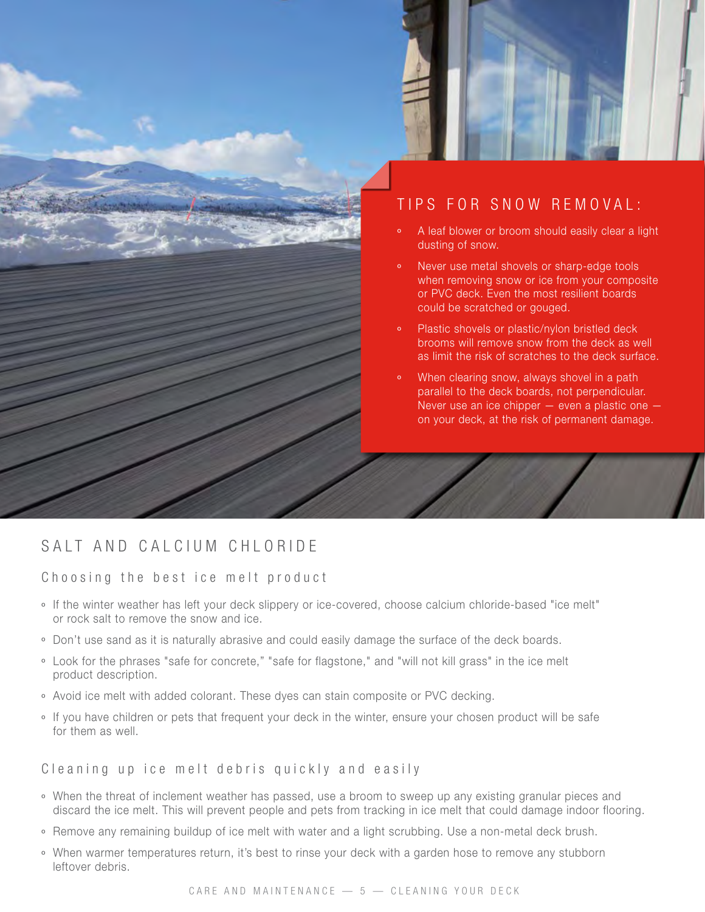## TIPS FOR SNOW REMOVAL:

- A leaf blower or broom should easily clear a light dusting of snow.
- Never use metal shovels or sharp-edge tools when removing snow or ice from your composite or PVC deck. Even the most resilient boards could be scratched or gouged.
- Plastic shovels or plastic/nylon bristled deck brooms will remove snow from the deck as well as limit the risk of scratches to the deck surface.
- When clearing snow, always shovel in a path parallel to the deck boards, not perpendicular. Never use an ice chipper — even a plastic one — on your deck, at the risk of permanent damage.

## SALT AND CALCIUM CHLORIDE

### Choosing the best ice melt product

- If the winter weather has left your deck slippery or ice-covered, choose calcium chloride-based "ice melt" or rock salt to remove the snow and ice.
- Don't use sand as it is naturally abrasive and could easily damage the surface of the deck boards.
- Look for the phrases "safe for concrete," "safe for flagstone," and "will not kill grass" in the ice melt product description.
- Avoid ice melt with added colorant. These dyes can stain composite or PVC decking.
- If you have children or pets that frequent your deck in the winter, ensure your chosen product will be safe for them as well.

### Cleaning up ice melt debris quickly and easily

- When the threat of inclement weather has passed, use a broom to sweep up any existing granular pieces and discard the ice melt. This will prevent people and pets from tracking in ice melt that could damage indoor flooring.
- Remove any remaining buildup of ice melt with water and a light scrubbing. Use a non-metal deck brush.
- When warmer temperatures return, it's best to rinse your deck with a garden hose to remove any stubborn leftover debris.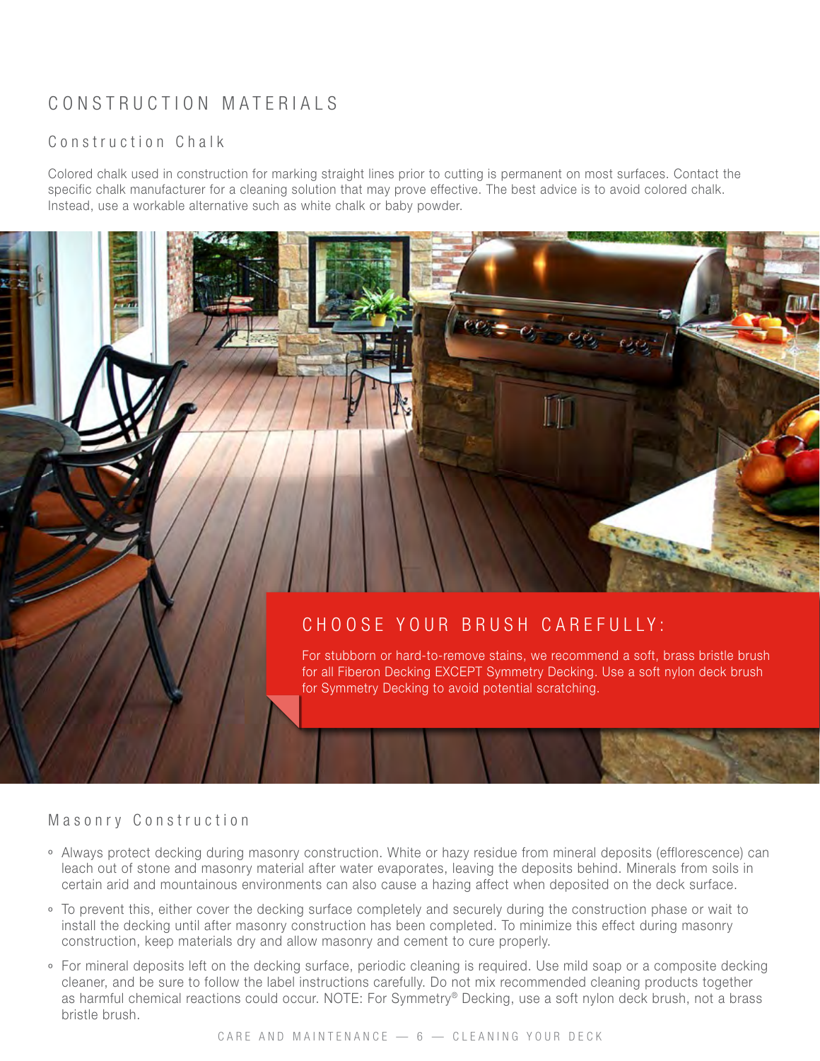## CONSTRUCTION MATERIALS

### Construction Chalk

Colored chalk used in construction for marking straight lines prior to cutting is permanent on most surfaces. Contact the specific chalk manufacturer for a cleaning solution that may prove effective. The best advice is to avoid colored chalk. Instead, use a workable alternative such as white chalk or baby powder.

### CHOOSE YOUR BRUSH CAREFULLY:

For stubborn or hard-to-remove stains, we recommend a soft, brass bristle brush for all Fiberon Decking EXCEPT Symmetry Decking. Use a soft nylon deck brush for Symmetry Decking to avoid potential scratching.

### Masonry Construction

- Always protect decking during masonry construction. White or hazy residue from mineral deposits (efflorescence) can leach out of stone and masonry material after water evaporates, leaving the deposits behind. Minerals from soils in certain arid and mountainous environments can also cause a hazing affect when deposited on the deck surface.
- To prevent this, either cover the decking surface completely and securely during the construction phase or wait to install the decking until after masonry construction has been completed. To minimize this effect during masonry construction, keep materials dry and allow masonry and cement to cure properly.
- For mineral deposits left on the decking surface, periodic cleaning is required. Use mild soap or a composite decking cleaner, and be sure to follow the label instructions carefully. Do not mix recommended cleaning products together as harmful chemical reactions could occur. NOTE: For Symmetry® Decking, use a soft nylon deck brush, not a brass bristle brush.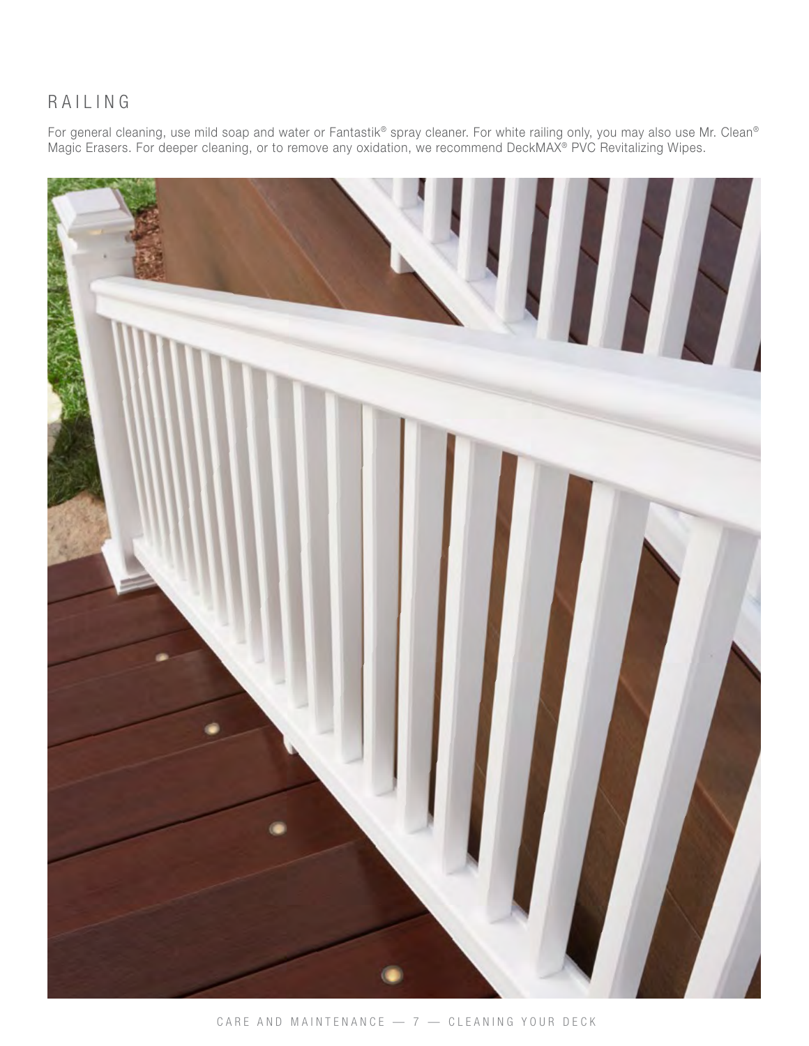## RAILING

For general cleaning, use mild soap and water or Fantastik® spray cleaner. For white railing only, you may also use Mr. Clean® Magic Erasers. For deeper cleaning, or to remove any oxidation, we recommend DeckMAX® PVC Revitalizing Wipes.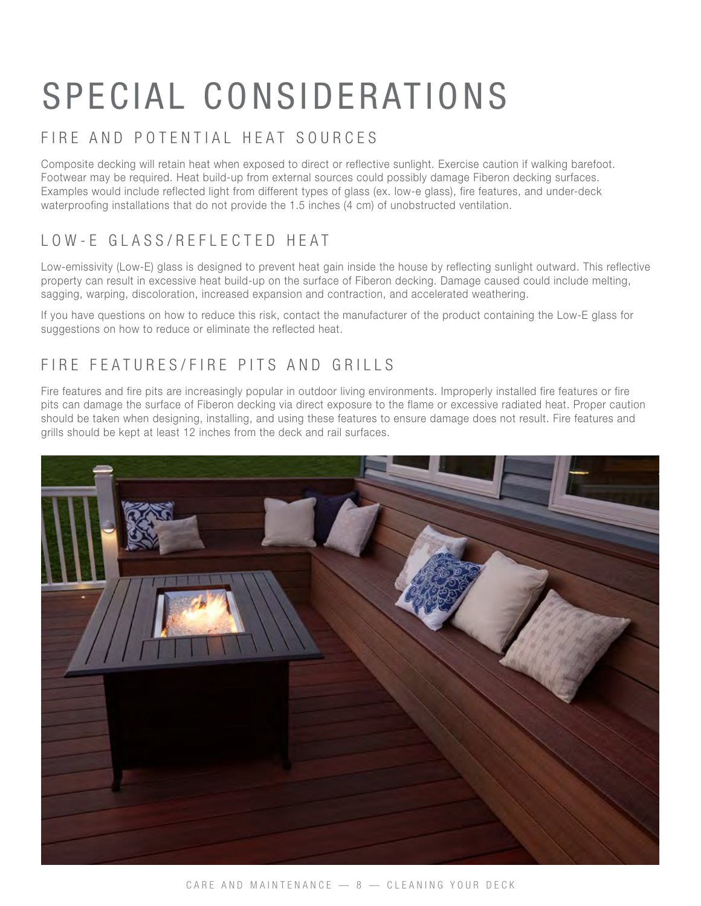# SPECIAL CONSIDERATIONS

## FIRE AND POTENTIAL HEAT SOURCES

Composite decking will retain heat when exposed to direct or reflective sunlight. Exercise caution if walking barefoot. Footwear may be required. Heat build-up from external sources could possibly damage Fiberon decking surfaces. Examples would include reflected light from different types of glass (ex. low-e glass), fire features, and under-deck waterproofing installations that do not provide the 1.5 inches (4 cm) of unobstructed ventilation.

## LOW-E GLASS/REFLECTED HEAT

Low-emissivity (Low-E) glass is designed to prevent heat gain inside the house by reflecting sunlight outward. This reflective property can result in excessive heat build-up on the surface of Fiberon decking. Damage caused could include melting, sagging, warping, discoloration, increased expansion and contraction, and accelerated weathering.

If you have questions on how to reduce this risk, contact the manufacturer of the product containing the Low-E glass for suggestions on how to reduce or eliminate the reflected heat.

## FIRE FEATURES/FIRE PITS AND GRILLS

Fire features and fire pits are increasingly popular in outdoor living environments. Improperly installed fire features or fire pits can damage the surface of Fiberon decking via direct exposure to the flame or excessive radiated heat. Proper caution should be taken when designing, installing, and using these features to ensure damage does not result. Fire features and grills should be kept at least 12 inches from the deck and rail surfaces.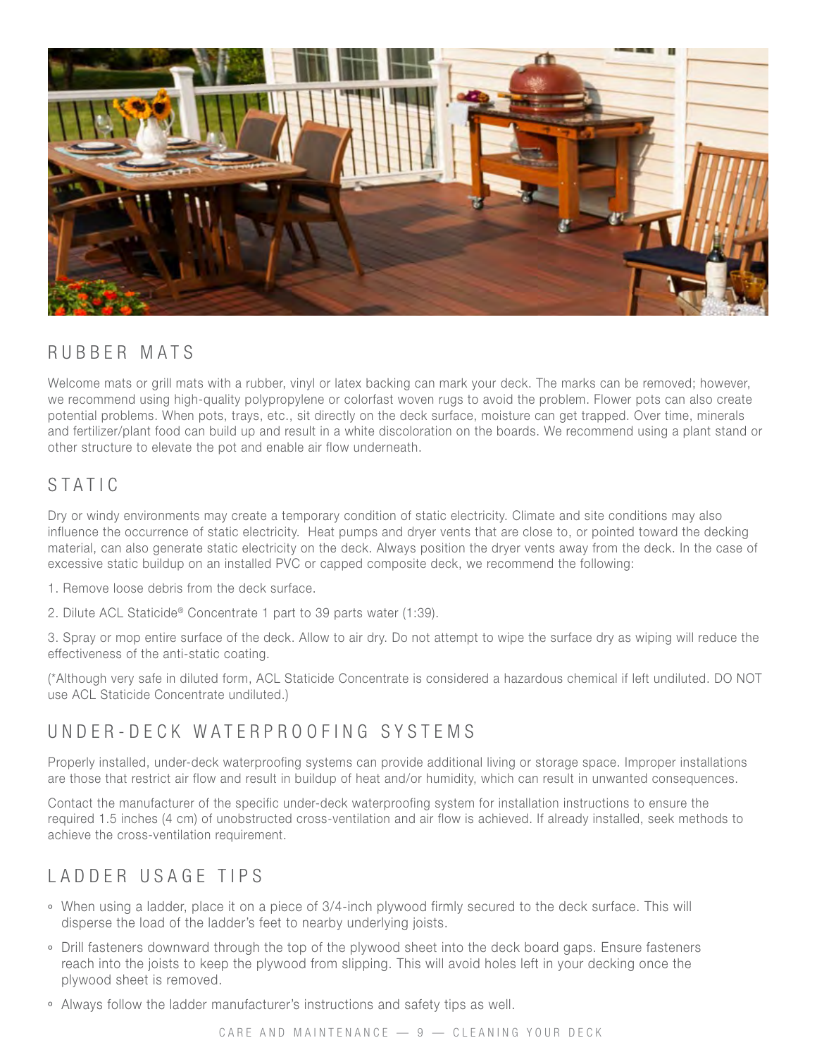## RUBBER MATS

Welcome mats or grill mats with a rubber, vinyl or latex backing can mark your deck. The marks can be removed; however, we recommend using high-quality polypropylene or colorfast woven rugs to avoid the problem. Flower pots can also create potential problems. When pots, trays, etc., sit directly on the deck surface, moisture can get trapped. Over time, minerals and fertilizer/plant food can build up and result in a white discoloration on the boards. We recommend using a plant stand or other structure to elevate the pot and enable air flow underneath.

## STATIC

Dry or windy environments may create a temporary condition of static electricity. Climate and site conditions may also influence the occurrence of static electricity. Heat pumps and dryer vents that are close to, or pointed toward the decking material, can also generate static electricity on the deck. Always position the dryer vents away from the deck. In the case of excessive static buildup on an installed PVC or capped composite deck, we recommend the following:

1. Remove loose debris from the deck surface.
2. Dilute ACL Staticide® Concentrate 1 part to 39 parts water (1:39).
3. Spray or mop entire surface of the deck. Allow to air dry. Do not attempt to wipe the surface dry as wiping will reduce the effectiveness of the anti-static coating.

(*Although very safe in diluted form, ACL Staticide Concentrate is considered a hazardous chemical if left undiluted. DO NOT use ACL Staticide Concentrate undiluted.)

## UNDER-DECK WATERPROOFING SYSTEMS

Properly installed, under-deck waterproofing systems can provide additional living or storage space. Improper installations are those that restrict air flow and result in buildup of heat and/or humidity, which can result in unwanted consequences.

Contact the manufacturer of the specific under-deck waterproofing system for installation instructions to ensure the required 1.5 inches (4 cm) of unobstructed cross-ventilation and air flow is achieved. If already installed, seek methods to achieve the cross-ventilation requirement.

## LADDER USAGE TIPS

- When using a ladder, place it on a piece of 3/4-inch plywood firmly secured to the deck surface. This will disperse the load of the ladder's feet to nearby underlying joists.
- Drill fasteners downward through the top of the plywood sheet into the deck board gaps. Ensure fasteners reach into the joists to keep the plywood from slipping. This will avoid holes left in your decking once the plywood sheet is removed.
- Always follow the ladder manufacturer's instructions and safety tips as well.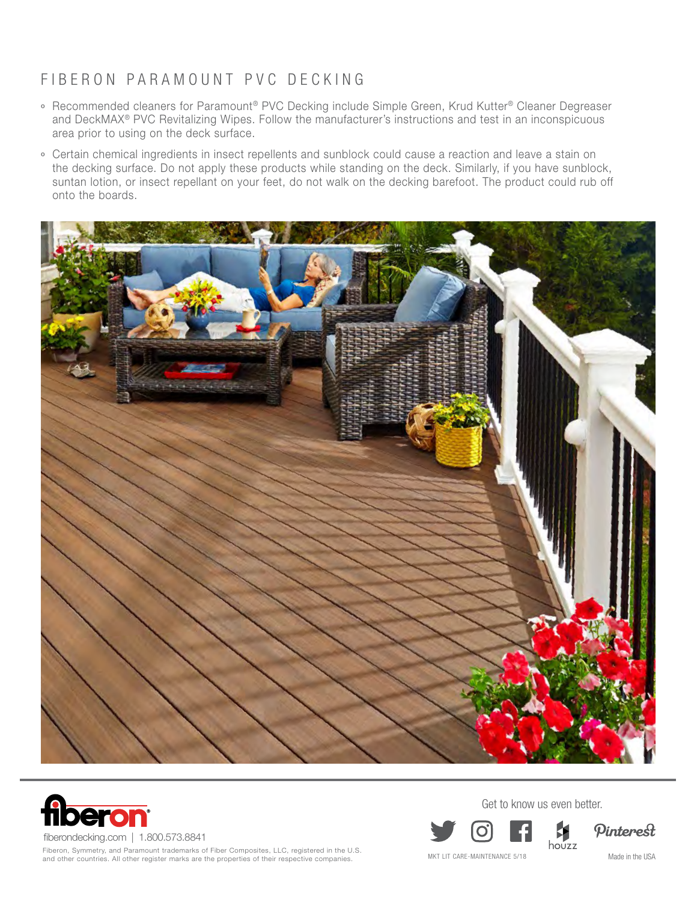## FIBERON PARAMOUNT PVC DECKING

- Recommended cleaners for Paramount® PVC Decking include Simple Green, Krud Kutter® Cleaner Degreaser and DeckMAX® PVC Revitalizing Wipes. Follow the manufacturer's instructions and test in an inconspicuous area prior to using on the deck surface.
- Certain chemical ingredients in insect repellents and sunblock could cause a reaction and leave a stain on the decking surface. Do not apply these products while standing on the deck. Similarly, if you have sunblock, suntan lotion, or insect repellant on your feet, do not walk on the decking barefoot. The product could rub off onto the boards.

fiberondecking.com | 1.800.573.8841

Fiberon, Symmetry, and Paramount trademarks of Fiber Composites, LLC, registered in the U.S. and other countries. All other register marks are the properties of their respective companies.

Get to know us even better.

MKT LIT CARE-MAINTENANCE 5/18

Made in the USA